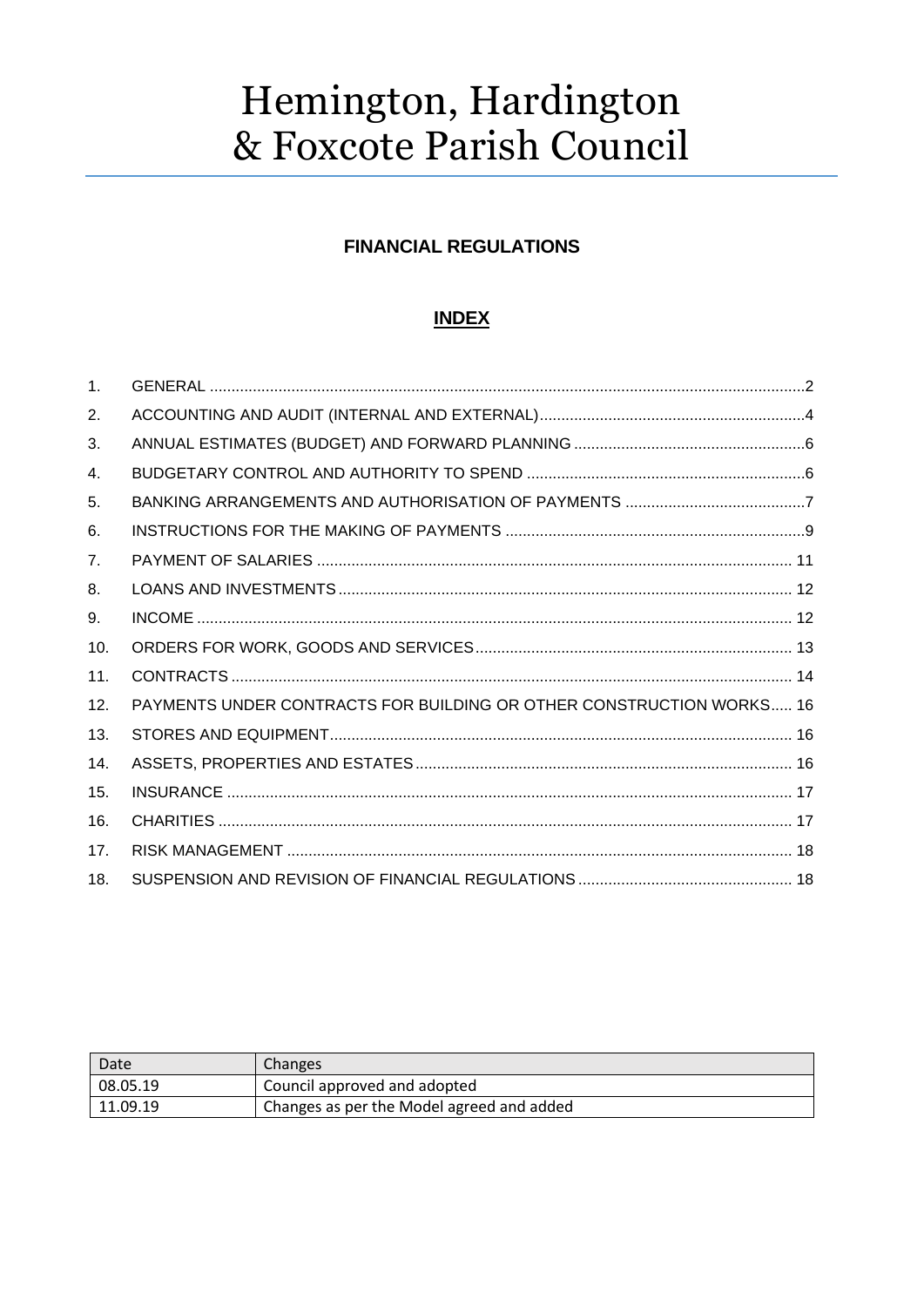# Hemington, Hardington & Foxcote Parish Council

## FINANCIAL REGULATIONS

### INDEX

| | | |
|---|---|---|
| 1. | GENERAL | 2 |
| 2. | ACCOUNTING AND AUDIT (INTERNAL AND EXTERNAL) | 4 |
| 3. | ANNUAL ESTIMATES (BUDGET) AND FORWARD PLANNING | 6 |
| 4. | BUDGETARY CONTROL AND AUTHORITY TO SPEND | 6 |
| 5. | BANKING ARRANGEMENTS AND AUTHORISATION OF PAYMENTS | 7 |
| 6. | INSTRUCTIONS FOR THE MAKING OF PAYMENTS | 9 |
| 7. | PAYMENT OF SALARIES | 11 |
| 8. | LOANS AND INVESTMENTS | 12 |
| 9. | INCOME | 12 |
| 10. | ORDERS FOR WORK, GOODS AND SERVICES | 13 |
| 11. | CONTRACTS | 14 |
| 12. | PAYMENTS UNDER CONTRACTS FOR BUILDING OR OTHER CONSTRUCTION WORKS | 16 |
| 13. | STORES AND EQUIPMENT | 16 |
| 14. | ASSETS, PROPERTIES AND ESTATES | 16 |
| 15. | INSURANCE | 17 |
| 16. | CHARITIES | 17 |
| 17. | RISK MANAGEMENT | 18 |
| 18. | SUSPENSION AND REVISION OF FINANCIAL REGULATIONS | 18 |

| Date | Changes |
|---|---|
| 08.05.19 | Council approved and adopted |
| 11.09.19 | Changes as per the Model agreed and added |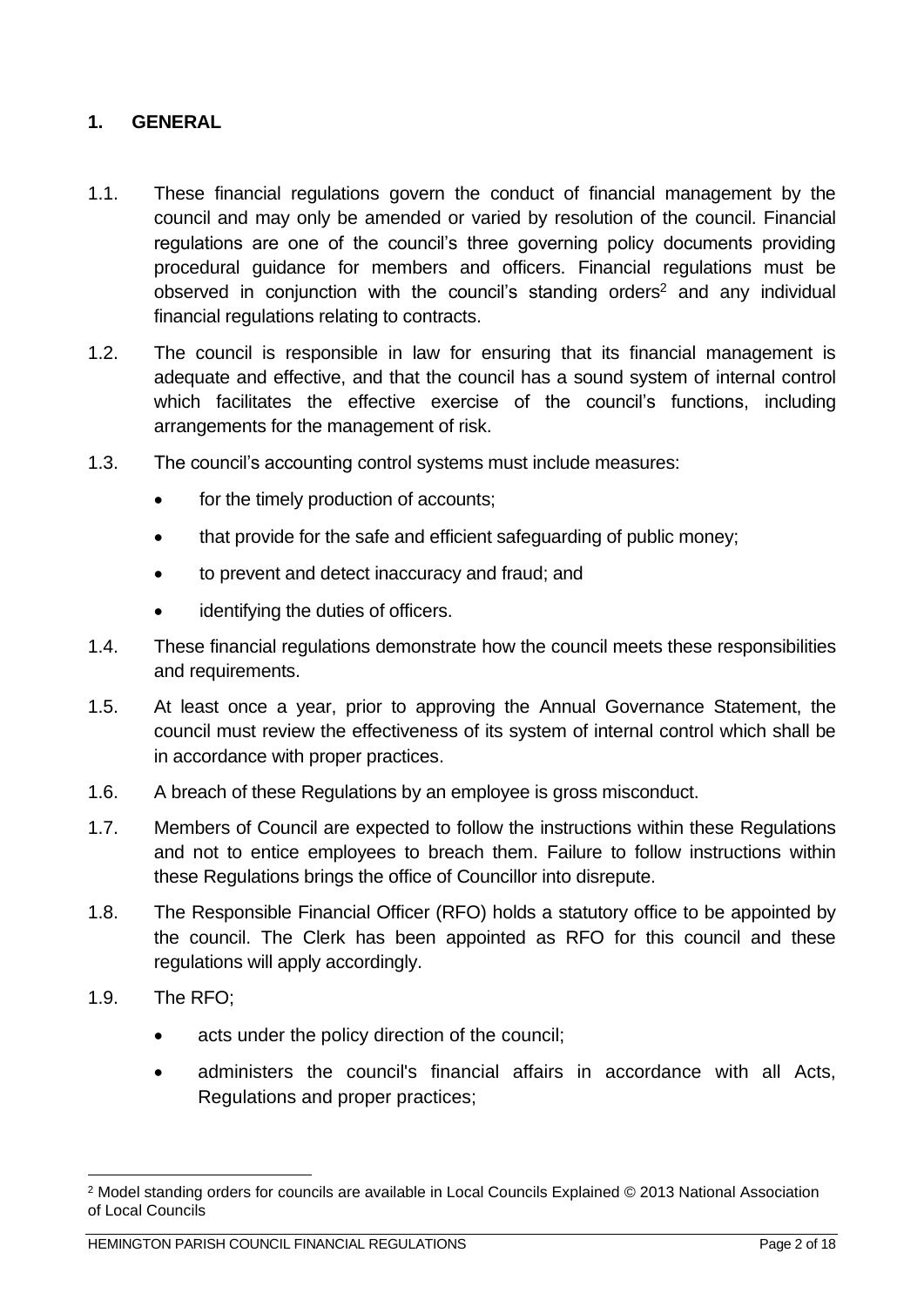## 1. GENERAL

1.1. These financial regulations govern the conduct of financial management by the council and may only be amended or varied by resolution of the council. Financial regulations are one of the council's three governing policy documents providing procedural guidance for members and officers. Financial regulations must be observed in conjunction with the council's standing orders[2] and any individual financial regulations relating to contracts.

1.2. The council is responsible in law for ensuring that its financial management is adequate and effective, and that the council has a sound system of internal control which facilitates the effective exercise of the council's functions, including arrangements for the management of risk.

1.3. The council's accounting control systems must include measures:

- for the timely production of accounts;
- that provide for the safe and efficient safeguarding of public money;
- to prevent and detect inaccuracy and fraud; and
- identifying the duties of officers.

1.4. These financial regulations demonstrate how the council meets these responsibilities and requirements.

1.5. At least once a year, prior to approving the Annual Governance Statement, the council must review the effectiveness of its system of internal control which shall be in accordance with proper practices.

1.6. A breach of these Regulations by an employee is gross misconduct.

1.7. Members of Council are expected to follow the instructions within these Regulations and not to entice employees to breach them. Failure to follow instructions within these Regulations brings the office of Councillor into disrepute.

1.8. The Responsible Financial Officer (RFO) holds a statutory office to be appointed by the council. The Clerk has been appointed as RFO for this council and these regulations will apply accordingly.

1.9. The RFO;

- acts under the policy direction of the council;
- administers the council's financial affairs in accordance with all Acts, Regulations and proper practices;

---

[2] Model standing orders for councils are available in Local Councils Explained © 2013 National Association of Local Councils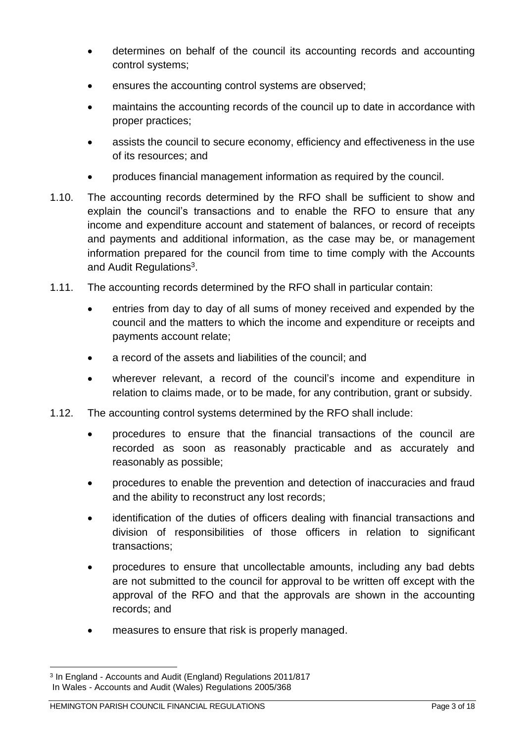- determines on behalf of the council its accounting records and accounting control systems;
- ensures the accounting control systems are observed;
- maintains the accounting records of the council up to date in accordance with proper practices;
- assists the council to secure economy, efficiency and effectiveness in the use of its resources; and
- produces financial management information as required by the council.

1.10. The accounting records determined by the RFO shall be sufficient to show and explain the council's transactions and to enable the RFO to ensure that any income and expenditure account and statement of balances, or record of receipts and payments and additional information, as the case may be, or management information prepared for the council from time to time comply with the Accounts and Audit Regulations[3].

1.11. The accounting records determined by the RFO shall in particular contain:

- entries from day to day of all sums of money received and expended by the council and the matters to which the income and expenditure or receipts and payments account relate;
- a record of the assets and liabilities of the council; and
- wherever relevant, a record of the council's income and expenditure in relation to claims made, or to be made, for any contribution, grant or subsidy.

1.12. The accounting control systems determined by the RFO shall include:

- procedures to ensure that the financial transactions of the council are recorded as soon as reasonably practicable and as accurately and reasonably as possible;
- procedures to enable the prevention and detection of inaccuracies and fraud and the ability to reconstruct any lost records;
- identification of the duties of officers dealing with financial transactions and division of responsibilities of those officers in relation to significant transactions;
- procedures to ensure that uncollectable amounts, including any bad debts are not submitted to the council for approval to be written off except with the approval of the RFO and that the approvals are shown in the accounting records; and
- measures to ensure that risk is properly managed.

[3] In England - Accounts and Audit (England) Regulations 2011/817
In Wales - Accounts and Audit (Wales) Regulations 2005/368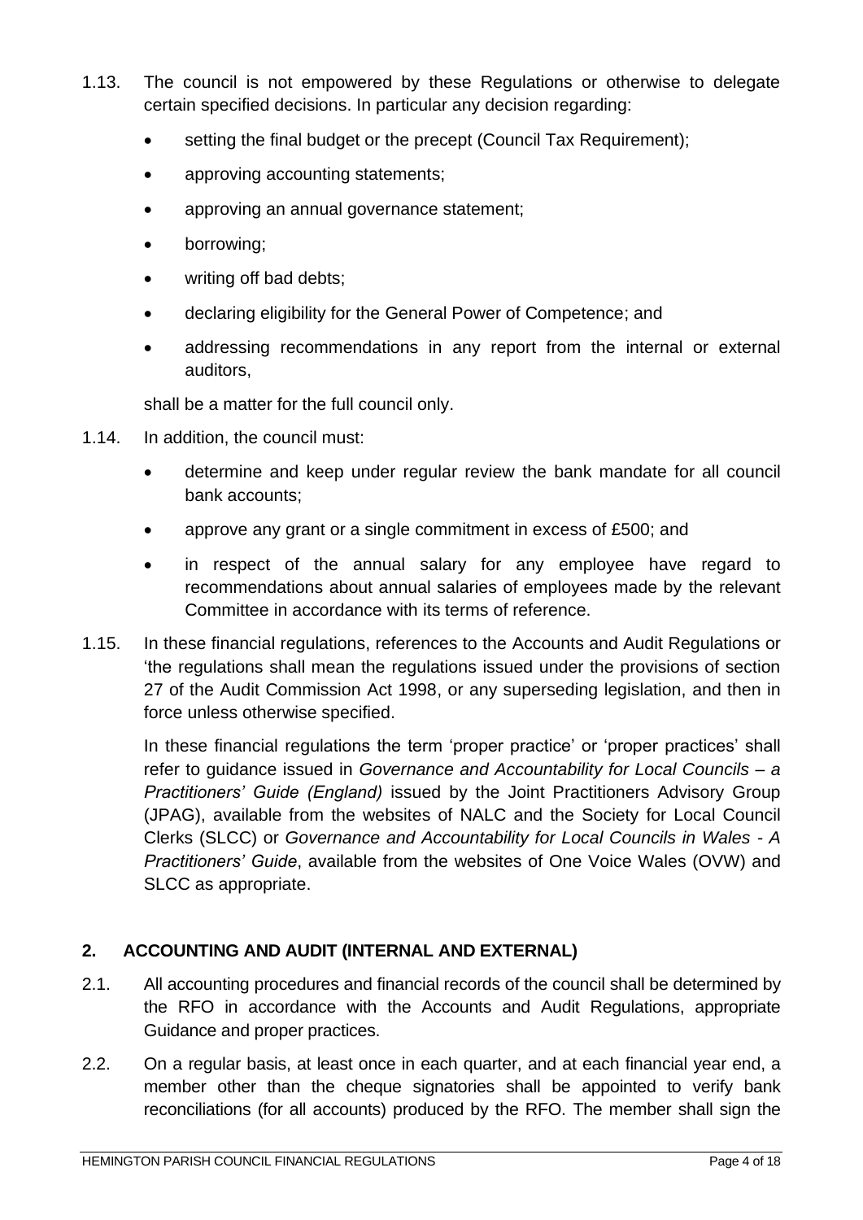1.13. The council is not empowered by these Regulations or otherwise to delegate certain specified decisions. In particular any decision regarding:

- setting the final budget or the precept (Council Tax Requirement);
- approving accounting statements;
- approving an annual governance statement;
- borrowing;
- writing off bad debts;
- declaring eligibility for the General Power of Competence; and
- addressing recommendations in any report from the internal or external auditors,

shall be a matter for the full council only.

1.14. In addition, the council must:

- determine and keep under regular review the bank mandate for all council bank accounts;
- approve any grant or a single commitment in excess of £500; and
- in respect of the annual salary for any employee have regard to recommendations about annual salaries of employees made by the relevant Committee in accordance with its terms of reference.

1.15. In these financial regulations, references to the Accounts and Audit Regulations or 'the regulations shall mean the regulations issued under the provisions of section 27 of the Audit Commission Act 1998, or any superseding legislation, and then in force unless otherwise specified.

In these financial regulations the term 'proper practice' or 'proper practices' shall refer to guidance issued in *Governance and Accountability for Local Councils – a Practitioners' Guide (England)* issued by the Joint Practitioners Advisory Group (JPAG), available from the websites of NALC and the Society for Local Council Clerks (SLCC) or *Governance and Accountability for Local Councils in Wales - A Practitioners' Guide*, available from the websites of One Voice Wales (OVW) and SLCC as appropriate.

## 2. ACCOUNTING AND AUDIT (INTERNAL AND EXTERNAL)

2.1. All accounting procedures and financial records of the council shall be determined by the RFO in accordance with the Accounts and Audit Regulations, appropriate Guidance and proper practices.

2.2. On a regular basis, at least once in each quarter, and at each financial year end, a member other than the cheque signatories shall be appointed to verify bank reconciliations (for all accounts) produced by the RFO. The member shall sign the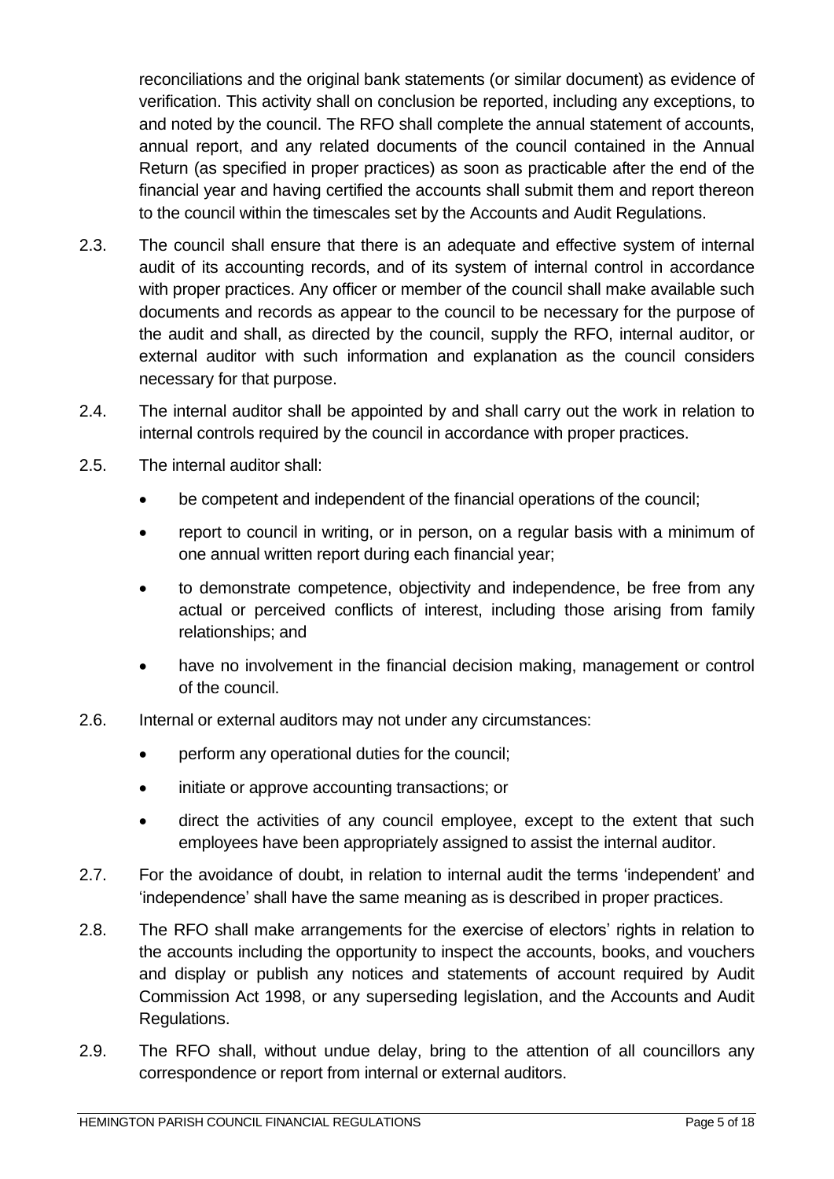reconciliations and the original bank statements (or similar document) as evidence of verification. This activity shall on conclusion be reported, including any exceptions, to and noted by the council. The RFO shall complete the annual statement of accounts, annual report, and any related documents of the council contained in the Annual Return (as specified in proper practices) as soon as practicable after the end of the financial year and having certified the accounts shall submit them and report thereon to the council within the timescales set by the Accounts and Audit Regulations.

2.3. The council shall ensure that there is an adequate and effective system of internal audit of its accounting records, and of its system of internal control in accordance with proper practices. Any officer or member of the council shall make available such documents and records as appear to the council to be necessary for the purpose of the audit and shall, as directed by the council, supply the RFO, internal auditor, or external auditor with such information and explanation as the council considers necessary for that purpose.

2.4. The internal auditor shall be appointed by and shall carry out the work in relation to internal controls required by the council in accordance with proper practices.

2.5. The internal auditor shall:

- be competent and independent of the financial operations of the council;
- report to council in writing, or in person, on a regular basis with a minimum of one annual written report during each financial year;
- to demonstrate competence, objectivity and independence, be free from any actual or perceived conflicts of interest, including those arising from family relationships; and
- have no involvement in the financial decision making, management or control of the council.

2.6. Internal or external auditors may not under any circumstances:

- perform any operational duties for the council;
- initiate or approve accounting transactions; or
- direct the activities of any council employee, except to the extent that such employees have been appropriately assigned to assist the internal auditor.

2.7. For the avoidance of doubt, in relation to internal audit the terms 'independent' and 'independence' shall have the same meaning as is described in proper practices.

2.8. The RFO shall make arrangements for the exercise of electors' rights in relation to the accounts including the opportunity to inspect the accounts, books, and vouchers and display or publish any notices and statements of account required by Audit Commission Act 1998, or any superseding legislation, and the Accounts and Audit Regulations.

2.9. The RFO shall, without undue delay, bring to the attention of all councillors any correspondence or report from internal or external auditors.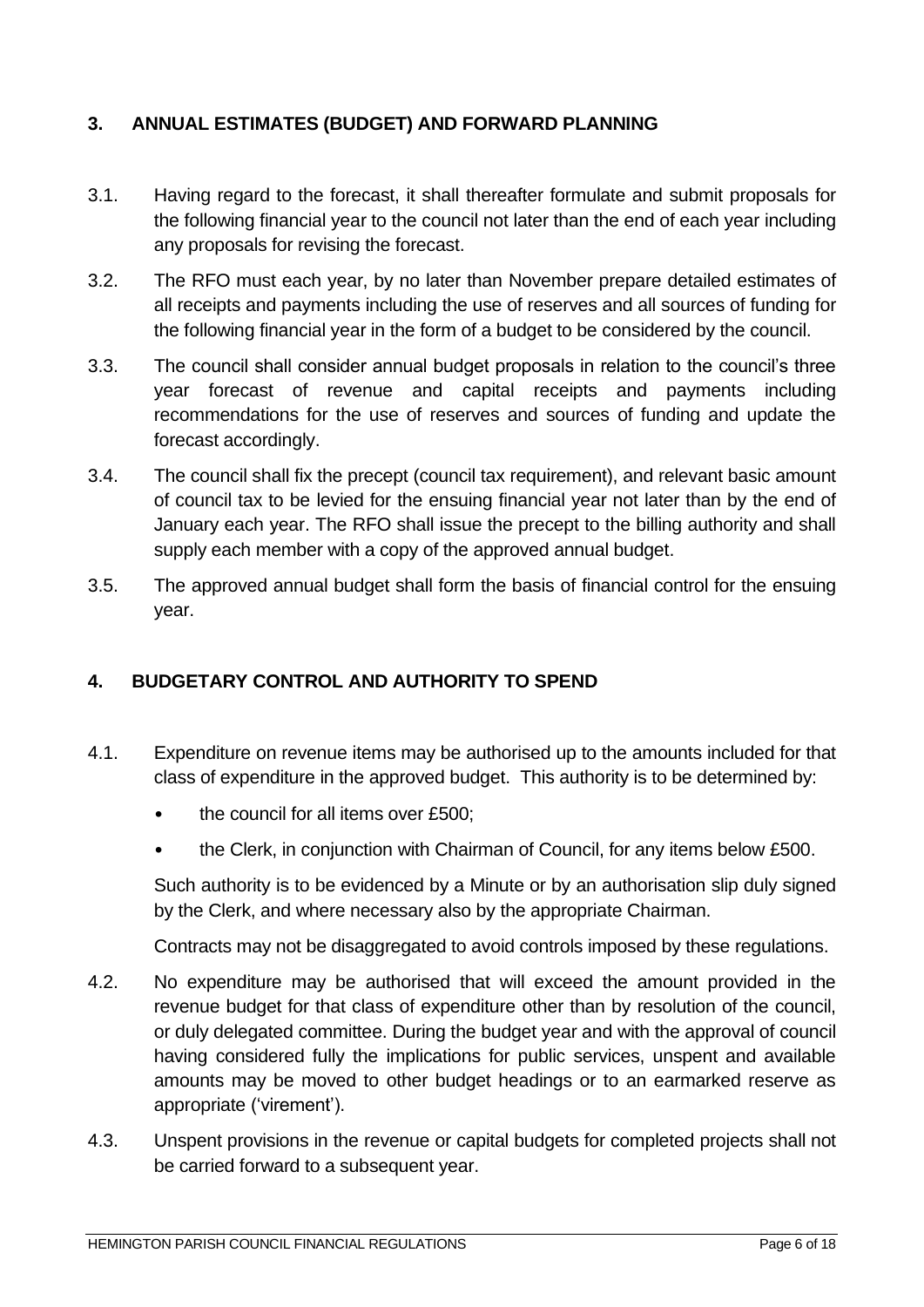## 3. ANNUAL ESTIMATES (BUDGET) AND FORWARD PLANNING

3.1. Having regard to the forecast, it shall thereafter formulate and submit proposals for the following financial year to the council not later than the end of each year including any proposals for revising the forecast.

3.2. The RFO must each year, by no later than November prepare detailed estimates of all receipts and payments including the use of reserves and all sources of funding for the following financial year in the form of a budget to be considered by the council.

3.3. The council shall consider annual budget proposals in relation to the council's three year forecast of revenue and capital receipts and payments including recommendations for the use of reserves and sources of funding and update the forecast accordingly.

3.4. The council shall fix the precept (council tax requirement), and relevant basic amount of council tax to be levied for the ensuing financial year not later than by the end of January each year. The RFO shall issue the precept to the billing authority and shall supply each member with a copy of the approved annual budget.

3.5. The approved annual budget shall form the basis of financial control for the ensuing year.

## 4. BUDGETARY CONTROL AND AUTHORITY TO SPEND

4.1. Expenditure on revenue items may be authorised up to the amounts included for that class of expenditure in the approved budget. This authority is to be determined by:

- the council for all items over £500;
- the Clerk, in conjunction with Chairman of Council, for any items below £500.

Such authority is to be evidenced by a Minute or by an authorisation slip duly signed by the Clerk, and where necessary also by the appropriate Chairman.

Contracts may not be disaggregated to avoid controls imposed by these regulations.

4.2. No expenditure may be authorised that will exceed the amount provided in the revenue budget for that class of expenditure other than by resolution of the council, or duly delegated committee. During the budget year and with the approval of council having considered fully the implications for public services, unspent and available amounts may be moved to other budget headings or to an earmarked reserve as appropriate ('virement').

4.3. Unspent provisions in the revenue or capital budgets for completed projects shall not be carried forward to a subsequent year.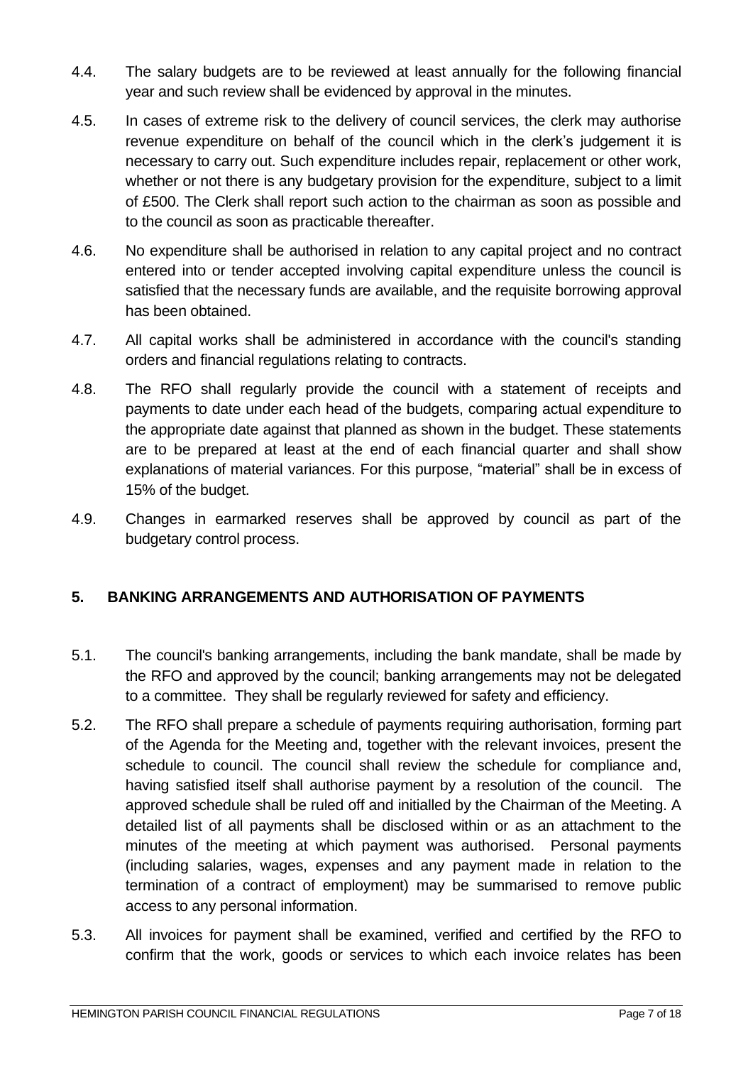4.4. The salary budgets are to be reviewed at least annually for the following financial year and such review shall be evidenced by approval in the minutes.

4.5. In cases of extreme risk to the delivery of council services, the clerk may authorise revenue expenditure on behalf of the council which in the clerk's judgement it is necessary to carry out. Such expenditure includes repair, replacement or other work, whether or not there is any budgetary provision for the expenditure, subject to a limit of £500. The Clerk shall report such action to the chairman as soon as possible and to the council as soon as practicable thereafter.

4.6. No expenditure shall be authorised in relation to any capital project and no contract entered into or tender accepted involving capital expenditure unless the council is satisfied that the necessary funds are available, and the requisite borrowing approval has been obtained.

4.7. All capital works shall be administered in accordance with the council's standing orders and financial regulations relating to contracts.

4.8. The RFO shall regularly provide the council with a statement of receipts and payments to date under each head of the budgets, comparing actual expenditure to the appropriate date against that planned as shown in the budget. These statements are to be prepared at least at the end of each financial quarter and shall show explanations of material variances. For this purpose, "material" shall be in excess of 15% of the budget.

4.9. Changes in earmarked reserves shall be approved by council as part of the budgetary control process.

## 5. BANKING ARRANGEMENTS AND AUTHORISATION OF PAYMENTS

5.1. The council's banking arrangements, including the bank mandate, shall be made by the RFO and approved by the council; banking arrangements may not be delegated to a committee. They shall be regularly reviewed for safety and efficiency.

5.2. The RFO shall prepare a schedule of payments requiring authorisation, forming part of the Agenda for the Meeting and, together with the relevant invoices, present the schedule to council. The council shall review the schedule for compliance and, having satisfied itself shall authorise payment by a resolution of the council. The approved schedule shall be ruled off and initialled by the Chairman of the Meeting. A detailed list of all payments shall be disclosed within or as an attachment to the minutes of the meeting at which payment was authorised. Personal payments (including salaries, wages, expenses and any payment made in relation to the termination of a contract of employment) may be summarised to remove public access to any personal information.

5.3. All invoices for payment shall be examined, verified and certified by the RFO to confirm that the work, goods or services to which each invoice relates has been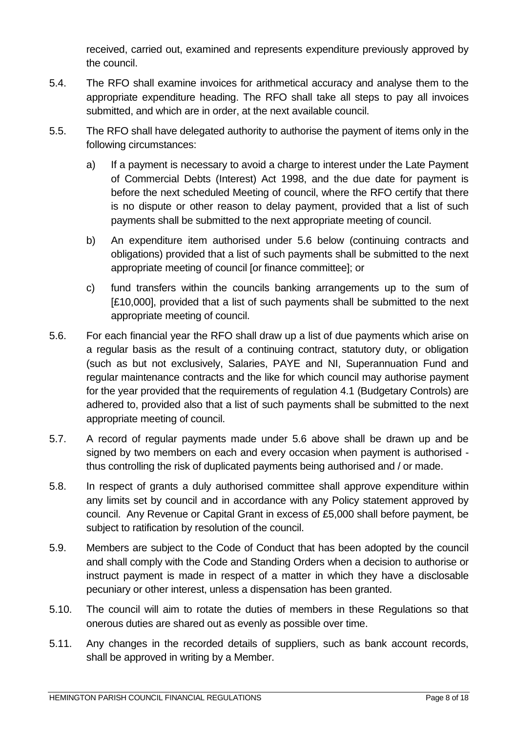received, carried out, examined and represents expenditure previously approved by the council.

5.4. The RFO shall examine invoices for arithmetical accuracy and analyse them to the appropriate expenditure heading. The RFO shall take all steps to pay all invoices submitted, and which are in order, at the next available council.

5.5. The RFO shall have delegated authority to authorise the payment of items only in the following circumstances:

   a) If a payment is necessary to avoid a charge to interest under the Late Payment of Commercial Debts (Interest) Act 1998, and the due date for payment is before the next scheduled Meeting of council, where the RFO certify that there is no dispute or other reason to delay payment, provided that a list of such payments shall be submitted to the next appropriate meeting of council.

   b) An expenditure item authorised under 5.6 below (continuing contracts and obligations) provided that a list of such payments shall be submitted to the next appropriate meeting of council [or finance committee]; or

   c) fund transfers within the councils banking arrangements up to the sum of [£10,000], provided that a list of such payments shall be submitted to the next appropriate meeting of council.

5.6. For each financial year the RFO shall draw up a list of due payments which arise on a regular basis as the result of a continuing contract, statutory duty, or obligation (such as but not exclusively, Salaries, PAYE and NI, Superannuation Fund and regular maintenance contracts and the like for which council may authorise payment for the year provided that the requirements of regulation 4.1 (Budgetary Controls) are adhered to, provided also that a list of such payments shall be submitted to the next appropriate meeting of council.

5.7. A record of regular payments made under 5.6 above shall be drawn up and be signed by two members on each and every occasion when payment is authorised - thus controlling the risk of duplicated payments being authorised and / or made.

5.8. In respect of grants a duly authorised committee shall approve expenditure within any limits set by council and in accordance with any Policy statement approved by council. Any Revenue or Capital Grant in excess of £5,000 shall before payment, be subject to ratification by resolution of the council.

5.9. Members are subject to the Code of Conduct that has been adopted by the council and shall comply with the Code and Standing Orders when a decision to authorise or instruct payment is made in respect of a matter in which they have a disclosable pecuniary or other interest, unless a dispensation has been granted.

5.10. The council will aim to rotate the duties of members in these Regulations so that onerous duties are shared out as evenly as possible over time.

5.11. Any changes in the recorded details of suppliers, such as bank account records, shall be approved in writing by a Member.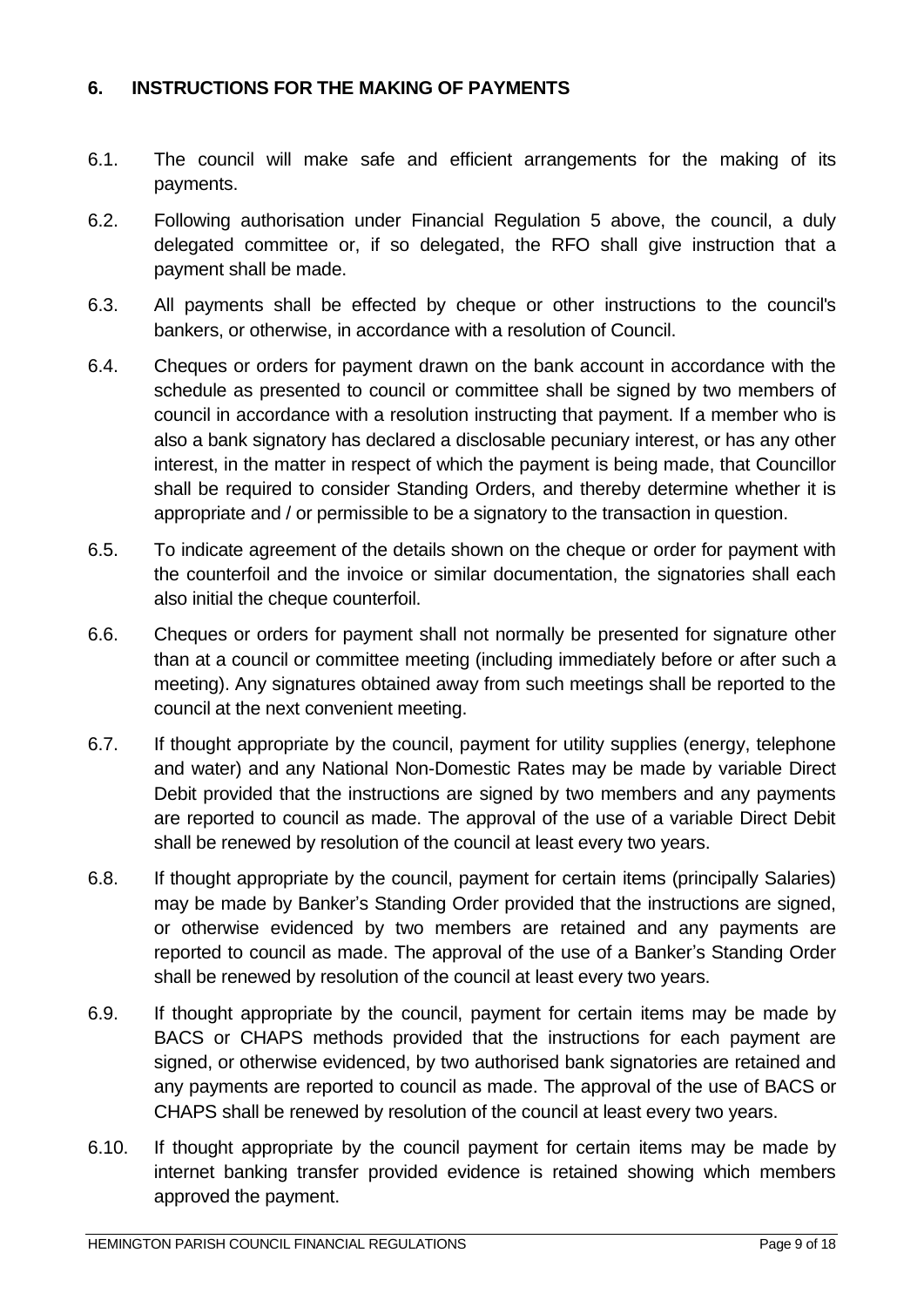## 6. INSTRUCTIONS FOR THE MAKING OF PAYMENTS

6.1. The council will make safe and efficient arrangements for the making of its payments.

6.2. Following authorisation under Financial Regulation 5 above, the council, a duly delegated committee or, if so delegated, the RFO shall give instruction that a payment shall be made.

6.3. All payments shall be effected by cheque or other instructions to the council's bankers, or otherwise, in accordance with a resolution of Council.

6.4. Cheques or orders for payment drawn on the bank account in accordance with the schedule as presented to council or committee shall be signed by two members of council in accordance with a resolution instructing that payment. If a member who is also a bank signatory has declared a disclosable pecuniary interest, or has any other interest, in the matter in respect of which the payment is being made, that Councillor shall be required to consider Standing Orders, and thereby determine whether it is appropriate and / or permissible to be a signatory to the transaction in question.

6.5. To indicate agreement of the details shown on the cheque or order for payment with the counterfoil and the invoice or similar documentation, the signatories shall each also initial the cheque counterfoil.

6.6. Cheques or orders for payment shall not normally be presented for signature other than at a council or committee meeting (including immediately before or after such a meeting). Any signatures obtained away from such meetings shall be reported to the council at the next convenient meeting.

6.7. If thought appropriate by the council, payment for utility supplies (energy, telephone and water) and any National Non-Domestic Rates may be made by variable Direct Debit provided that the instructions are signed by two members and any payments are reported to council as made. The approval of the use of a variable Direct Debit shall be renewed by resolution of the council at least every two years.

6.8. If thought appropriate by the council, payment for certain items (principally Salaries) may be made by Banker's Standing Order provided that the instructions are signed, or otherwise evidenced by two members are retained and any payments are reported to council as made. The approval of the use of a Banker's Standing Order shall be renewed by resolution of the council at least every two years.

6.9. If thought appropriate by the council, payment for certain items may be made by BACS or CHAPS methods provided that the instructions for each payment are signed, or otherwise evidenced, by two authorised bank signatories are retained and any payments are reported to council as made. The approval of the use of BACS or CHAPS shall be renewed by resolution of the council at least every two years.

6.10. If thought appropriate by the council payment for certain items may be made by internet banking transfer provided evidence is retained showing which members approved the payment.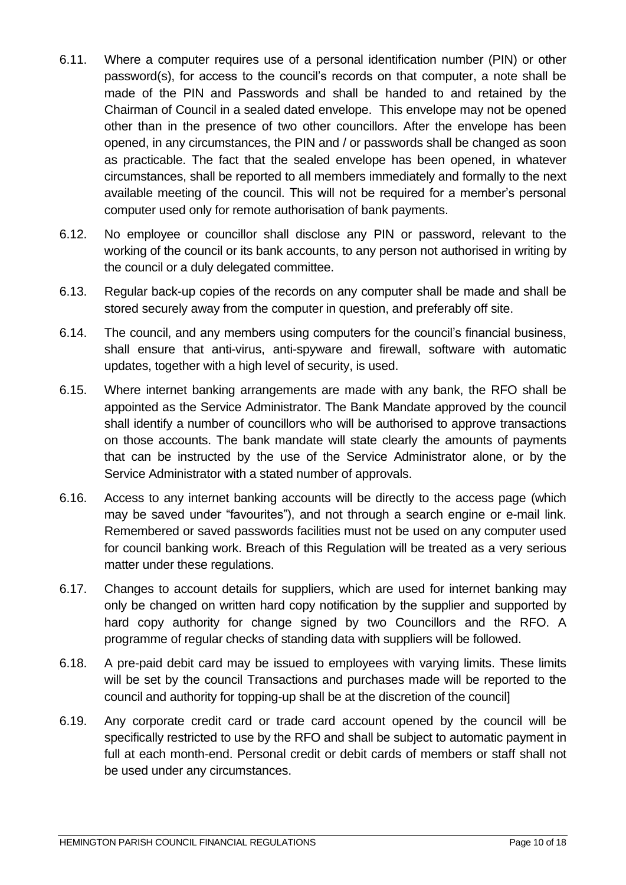6.11. Where a computer requires use of a personal identification number (PIN) or other password(s), for access to the council's records on that computer, a note shall be made of the PIN and Passwords and shall be handed to and retained by the Chairman of Council in a sealed dated envelope. This envelope may not be opened other than in the presence of two other councillors. After the envelope has been opened, in any circumstances, the PIN and / or passwords shall be changed as soon as practicable. The fact that the sealed envelope has been opened, in whatever circumstances, shall be reported to all members immediately and formally to the next available meeting of the council. This will not be required for a member's personal computer used only for remote authorisation of bank payments.

6.12. No employee or councillor shall disclose any PIN or password, relevant to the working of the council or its bank accounts, to any person not authorised in writing by the council or a duly delegated committee.

6.13. Regular back-up copies of the records on any computer shall be made and shall be stored securely away from the computer in question, and preferably off site.

6.14. The council, and any members using computers for the council's financial business, shall ensure that anti-virus, anti-spyware and firewall, software with automatic updates, together with a high level of security, is used.

6.15. Where internet banking arrangements are made with any bank, the RFO shall be appointed as the Service Administrator. The Bank Mandate approved by the council shall identify a number of councillors who will be authorised to approve transactions on those accounts. The bank mandate will state clearly the amounts of payments that can be instructed by the use of the Service Administrator alone, or by the Service Administrator with a stated number of approvals.

6.16. Access to any internet banking accounts will be directly to the access page (which may be saved under "favourites"), and not through a search engine or e-mail link. Remembered or saved passwords facilities must not be used on any computer used for council banking work. Breach of this Regulation will be treated as a very serious matter under these regulations.

6.17. Changes to account details for suppliers, which are used for internet banking may only be changed on written hard copy notification by the supplier and supported by hard copy authority for change signed by two Councillors and the RFO. A programme of regular checks of standing data with suppliers will be followed.

6.18. A pre-paid debit card may be issued to employees with varying limits. These limits will be set by the council Transactions and purchases made will be reported to the council and authority for topping-up shall be at the discretion of the council]

6.19. Any corporate credit card or trade card account opened by the council will be specifically restricted to use by the RFO and shall be subject to automatic payment in full at each month-end. Personal credit or debit cards of members or staff shall not be used under any circumstances.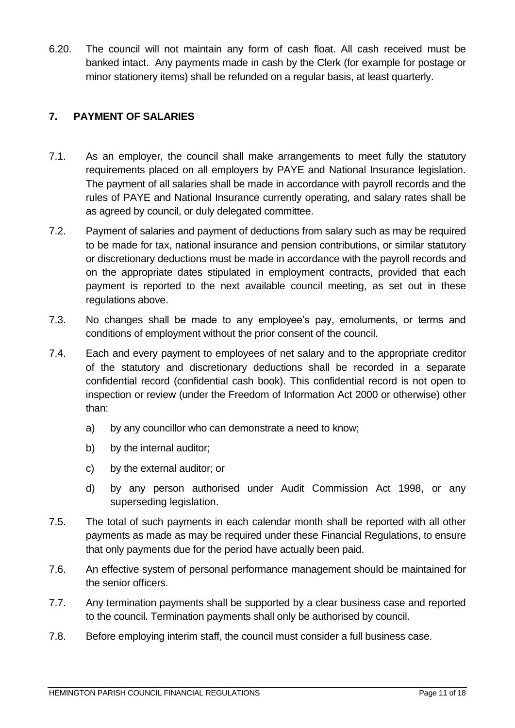6.20. The council will not maintain any form of cash float. All cash received must be banked intact. Any payments made in cash by the Clerk (for example for postage or minor stationery items) shall be refunded on a regular basis, at least quarterly.

## 7. PAYMENT OF SALARIES

7.1. As an employer, the council shall make arrangements to meet fully the statutory requirements placed on all employers by PAYE and National Insurance legislation. The payment of all salaries shall be made in accordance with payroll records and the rules of PAYE and National Insurance currently operating, and salary rates shall be as agreed by council, or duly delegated committee.

7.2. Payment of salaries and payment of deductions from salary such as may be required to be made for tax, national insurance and pension contributions, or similar statutory or discretionary deductions must be made in accordance with the payroll records and on the appropriate dates stipulated in employment contracts, provided that each payment is reported to the next available council meeting, as set out in these regulations above.

7.3. No changes shall be made to any employee's pay, emoluments, or terms and conditions of employment without the prior consent of the council.

7.4. Each and every payment to employees of net salary and to the appropriate creditor of the statutory and discretionary deductions shall be recorded in a separate confidential record (confidential cash book). This confidential record is not open to inspection or review (under the Freedom of Information Act 2000 or otherwise) other than:

a) by any councillor who can demonstrate a need to know;

b) by the internal auditor;

c) by the external auditor; or

d) by any person authorised under Audit Commission Act 1998, or any superseding legislation.

7.5. The total of such payments in each calendar month shall be reported with all other payments as made as may be required under these Financial Regulations, to ensure that only payments due for the period have actually been paid.

7.6. An effective system of personal performance management should be maintained for the senior officers.

7.7. Any termination payments shall be supported by a clear business case and reported to the council. Termination payments shall only be authorised by council.

7.8. Before employing interim staff, the council must consider a full business case.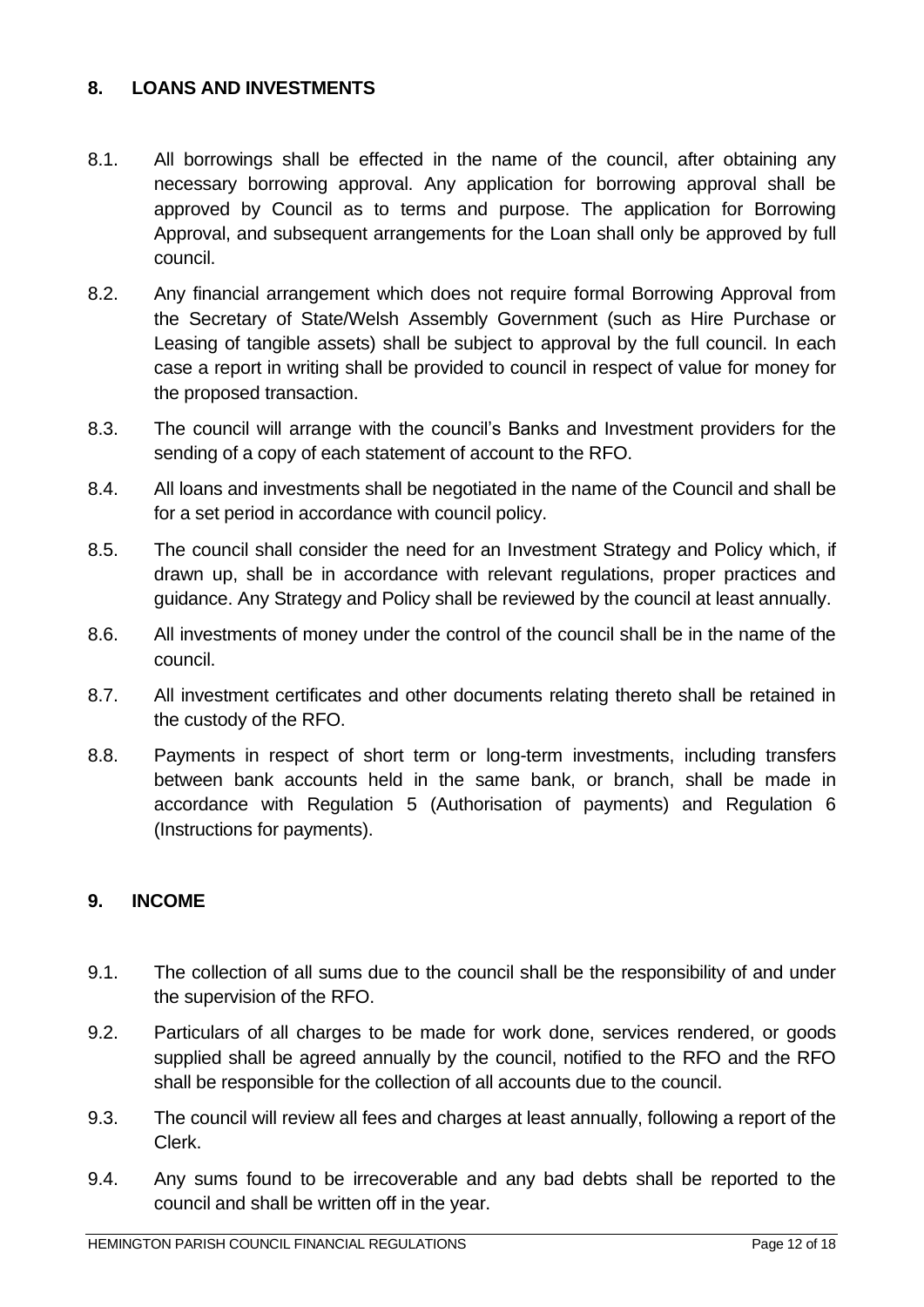## 8. LOANS AND INVESTMENTS

8.1. All borrowings shall be effected in the name of the council, after obtaining any necessary borrowing approval. Any application for borrowing approval shall be approved by Council as to terms and purpose. The application for Borrowing Approval, and subsequent arrangements for the Loan shall only be approved by full council.

8.2. Any financial arrangement which does not require formal Borrowing Approval from the Secretary of State/Welsh Assembly Government (such as Hire Purchase or Leasing of tangible assets) shall be subject to approval by the full council. In each case a report in writing shall be provided to council in respect of value for money for the proposed transaction.

8.3. The council will arrange with the council's Banks and Investment providers for the sending of a copy of each statement of account to the RFO.

8.4. All loans and investments shall be negotiated in the name of the Council and shall be for a set period in accordance with council policy.

8.5. The council shall consider the need for an Investment Strategy and Policy which, if drawn up, shall be in accordance with relevant regulations, proper practices and guidance. Any Strategy and Policy shall be reviewed by the council at least annually.

8.6. All investments of money under the control of the council shall be in the name of the council.

8.7. All investment certificates and other documents relating thereto shall be retained in the custody of the RFO.

8.8. Payments in respect of short term or long-term investments, including transfers between bank accounts held in the same bank, or branch, shall be made in accordance with Regulation 5 (Authorisation of payments) and Regulation 6 (Instructions for payments).

## 9. INCOME

9.1. The collection of all sums due to the council shall be the responsibility of and under the supervision of the RFO.

9.2. Particulars of all charges to be made for work done, services rendered, or goods supplied shall be agreed annually by the council, notified to the RFO and the RFO shall be responsible for the collection of all accounts due to the council.

9.3. The council will review all fees and charges at least annually, following a report of the Clerk.

9.4. Any sums found to be irrecoverable and any bad debts shall be reported to the council and shall be written off in the year.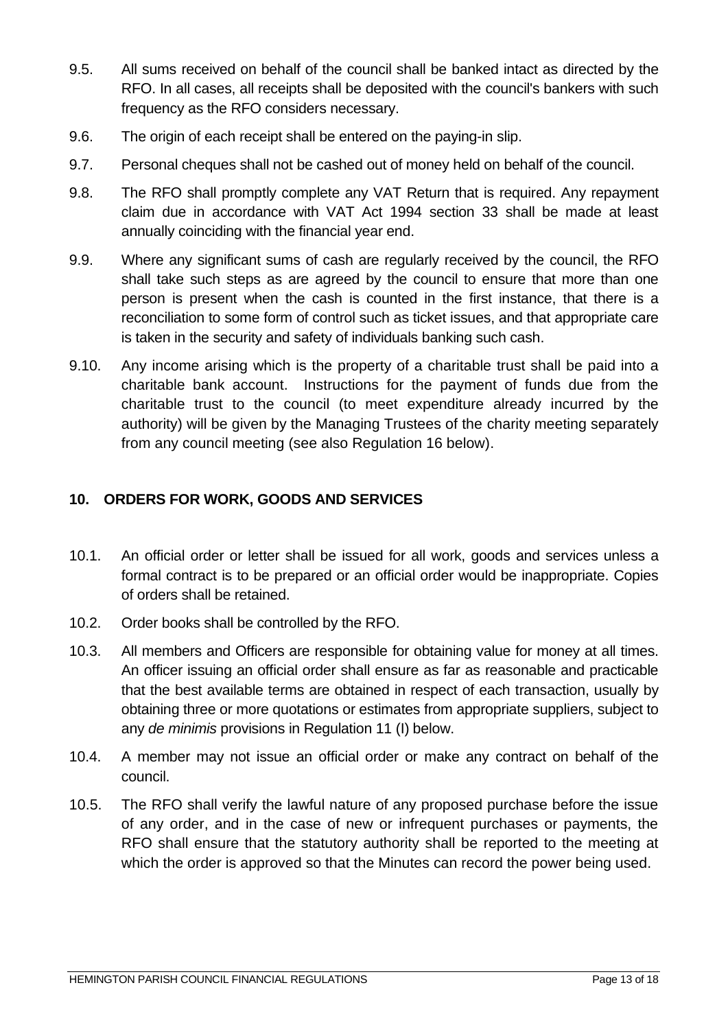9.5. All sums received on behalf of the council shall be banked intact as directed by the RFO. In all cases, all receipts shall be deposited with the council's bankers with such frequency as the RFO considers necessary.

9.6. The origin of each receipt shall be entered on the paying-in slip.

9.7. Personal cheques shall not be cashed out of money held on behalf of the council.

9.8. The RFO shall promptly complete any VAT Return that is required. Any repayment claim due in accordance with VAT Act 1994 section 33 shall be made at least annually coinciding with the financial year end.

9.9. Where any significant sums of cash are regularly received by the council, the RFO shall take such steps as are agreed by the council to ensure that more than one person is present when the cash is counted in the first instance, that there is a reconciliation to some form of control such as ticket issues, and that appropriate care is taken in the security and safety of individuals banking such cash.

9.10. Any income arising which is the property of a charitable trust shall be paid into a charitable bank account. Instructions for the payment of funds due from the charitable trust to the council (to meet expenditure already incurred by the authority) will be given by the Managing Trustees of the charity meeting separately from any council meeting (see also Regulation 16 below).

## 10. ORDERS FOR WORK, GOODS AND SERVICES

10.1. An official order or letter shall be issued for all work, goods and services unless a formal contract is to be prepared or an official order would be inappropriate. Copies of orders shall be retained.

10.2. Order books shall be controlled by the RFO.

10.3. All members and Officers are responsible for obtaining value for money at all times. An officer issuing an official order shall ensure as far as reasonable and practicable that the best available terms are obtained in respect of each transaction, usually by obtaining three or more quotations or estimates from appropriate suppliers, subject to any *de minimis* provisions in Regulation 11 (I) below.

10.4. A member may not issue an official order or make any contract on behalf of the council.

10.5. The RFO shall verify the lawful nature of any proposed purchase before the issue of any order, and in the case of new or infrequent purchases or payments, the RFO shall ensure that the statutory authority shall be reported to the meeting at which the order is approved so that the Minutes can record the power being used.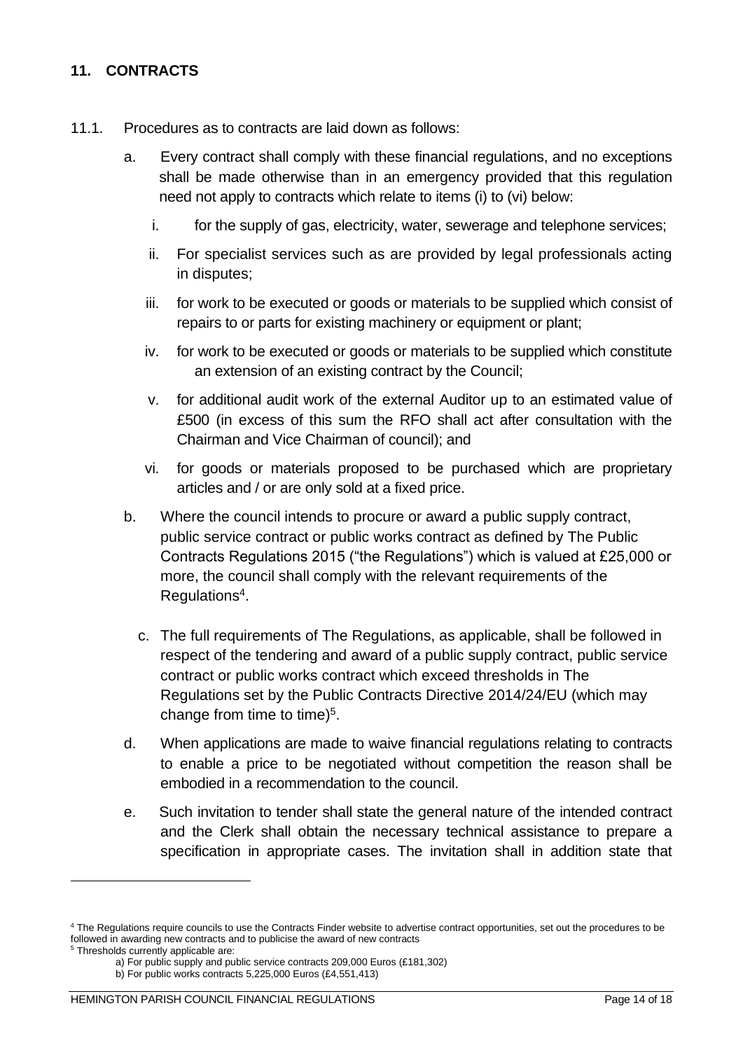## 11. CONTRACTS

11.1. Procedures as to contracts are laid down as follows:

a. Every contract shall comply with these financial regulations, and no exceptions shall be made otherwise than in an emergency provided that this regulation need not apply to contracts which relate to items (i) to (vi) below:

   i. for the supply of gas, electricity, water, sewerage and telephone services;

   ii. For specialist services such as are provided by legal professionals acting in disputes;

   iii. for work to be executed or goods or materials to be supplied which consist of repairs to or parts for existing machinery or equipment or plant;

   iv. for work to be executed or goods or materials to be supplied which constitute an extension of an existing contract by the Council;

   v. for additional audit work of the external Auditor up to an estimated value of £500 (in excess of this sum the RFO shall act after consultation with the Chairman and Vice Chairman of council); and

   vi. for goods or materials proposed to be purchased which are proprietary articles and / or are only sold at a fixed price.

b. Where the council intends to procure or award a public supply contract, public service contract or public works contract as defined by The Public Contracts Regulations 2015 ("the Regulations") which is valued at £25,000 or more, the council shall comply with the relevant requirements of the Regulations[4].

c. The full requirements of The Regulations, as applicable, shall be followed in respect of the tendering and award of a public supply contract, public service contract or public works contract which exceed thresholds in The Regulations set by the Public Contracts Directive 2014/24/EU (which may change from time to time)[5].

d. When applications are made to waive financial regulations relating to contracts to enable a price to be negotiated without competition the reason shall be embodied in a recommendation to the council.

e. Such invitation to tender shall state the general nature of the intended contract and the Clerk shall obtain the necessary technical assistance to prepare a specification in appropriate cases. The invitation shall in addition state that

---

[4] The Regulations require councils to use the Contracts Finder website to advertise contract opportunities, set out the procedures to be followed in awarding new contracts and to publicise the award of new contracts

[5] Thresholds currently applicable are:

a) For public supply and public service contracts 209,000 Euros (£181,302)

b) For public works contracts 5,225,000 Euros (£4,551,413)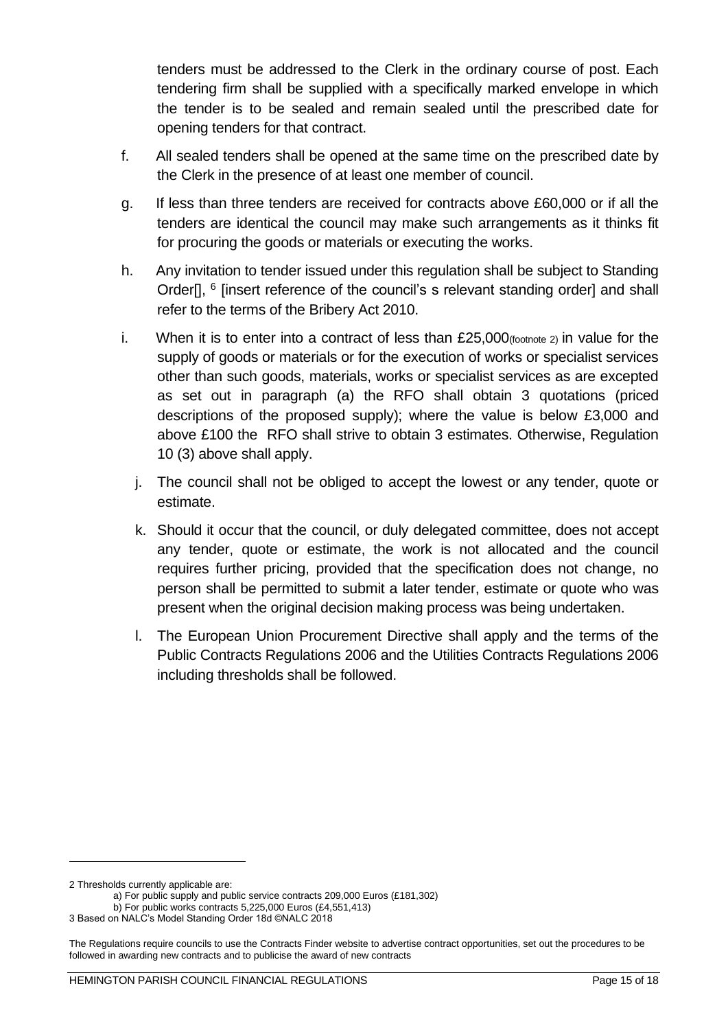tenders must be addressed to the Clerk in the ordinary course of post. Each tendering firm shall be supplied with a specifically marked envelope in which the tender is to be sealed and remain sealed until the prescribed date for opening tenders for that contract.

f. All sealed tenders shall be opened at the same time on the prescribed date by the Clerk in the presence of at least one member of council.

g. If less than three tenders are received for contracts above £60,000 or if all the tenders are identical the council may make such arrangements as it thinks fit for procuring the goods or materials or executing the works.

h. Any invitation to tender issued under this regulation shall be subject to Standing Order[], [6] [insert reference of the council's s relevant standing order] and shall refer to the terms of the Bribery Act 2010.

i. When it is to enter into a contract of less than £25,000(footnote 2) in value for the supply of goods or materials or for the execution of works or specialist services other than such goods, materials, works or specialist services as are excepted as set out in paragraph (a) the RFO shall obtain 3 quotations (priced descriptions of the proposed supply); where the value is below £3,000 and above £100 the RFO shall strive to obtain 3 estimates. Otherwise, Regulation 10 (3) above shall apply.

j. The council shall not be obliged to accept the lowest or any tender, quote or estimate.

k. Should it occur that the council, or duly delegated committee, does not accept any tender, quote or estimate, the work is not allocated and the council requires further pricing, provided that the specification does not change, no person shall be permitted to submit a later tender, estimate or quote who was present when the original decision making process was being undertaken.

l. The European Union Procurement Directive shall apply and the terms of the Public Contracts Regulations 2006 and the Utilities Contracts Regulations 2006 including thresholds shall be followed.

---

2 Thresholds currently applicable are:

a) For public supply and public service contracts 209,000 Euros (£181,302)

b) For public works contracts 5,225,000 Euros (£4,551,413)

3 Based on NALC's Model Standing Order 18d ©NALC 2018

The Regulations require councils to use the Contracts Finder website to advertise contract opportunities, set out the procedures to be followed in awarding new contracts and to publicise the award of new contracts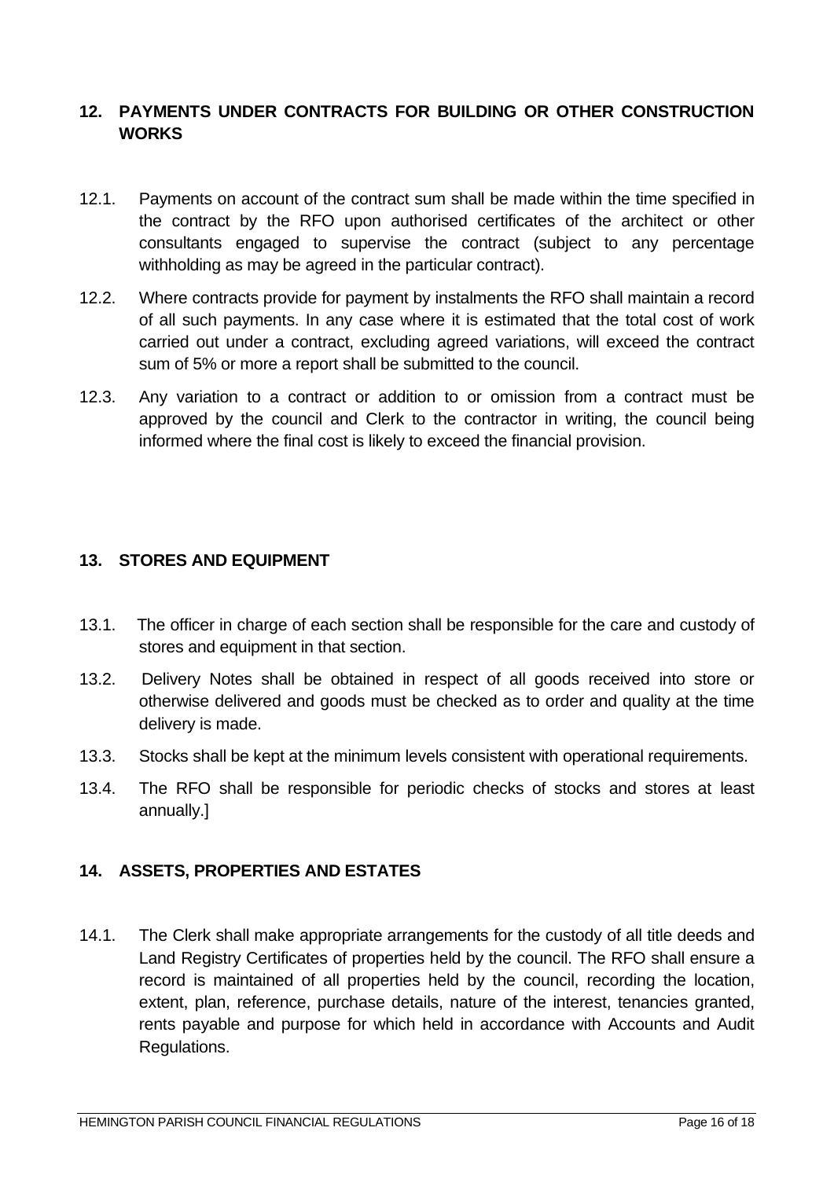## 12. PAYMENTS UNDER CONTRACTS FOR BUILDING OR OTHER CONSTRUCTION WORKS

12.1. Payments on account of the contract sum shall be made within the time specified in the contract by the RFO upon authorised certificates of the architect or other consultants engaged to supervise the contract (subject to any percentage withholding as may be agreed in the particular contract).

12.2. Where contracts provide for payment by instalments the RFO shall maintain a record of all such payments. In any case where it is estimated that the total cost of work carried out under a contract, excluding agreed variations, will exceed the contract sum of 5% or more a report shall be submitted to the council.

12.3. Any variation to a contract or addition to or omission from a contract must be approved by the council and Clerk to the contractor in writing, the council being informed where the final cost is likely to exceed the financial provision.

## 13. STORES AND EQUIPMENT

13.1. The officer in charge of each section shall be responsible for the care and custody of stores and equipment in that section.

13.2. Delivery Notes shall be obtained in respect of all goods received into store or otherwise delivered and goods must be checked as to order and quality at the time delivery is made.

13.3. Stocks shall be kept at the minimum levels consistent with operational requirements.

13.4. The RFO shall be responsible for periodic checks of stocks and stores at least annually.]

## 14. ASSETS, PROPERTIES AND ESTATES

14.1. The Clerk shall make appropriate arrangements for the custody of all title deeds and Land Registry Certificates of properties held by the council. The RFO shall ensure a record is maintained of all properties held by the council, recording the location, extent, plan, reference, purchase details, nature of the interest, tenancies granted, rents payable and purpose for which held in accordance with Accounts and Audit Regulations.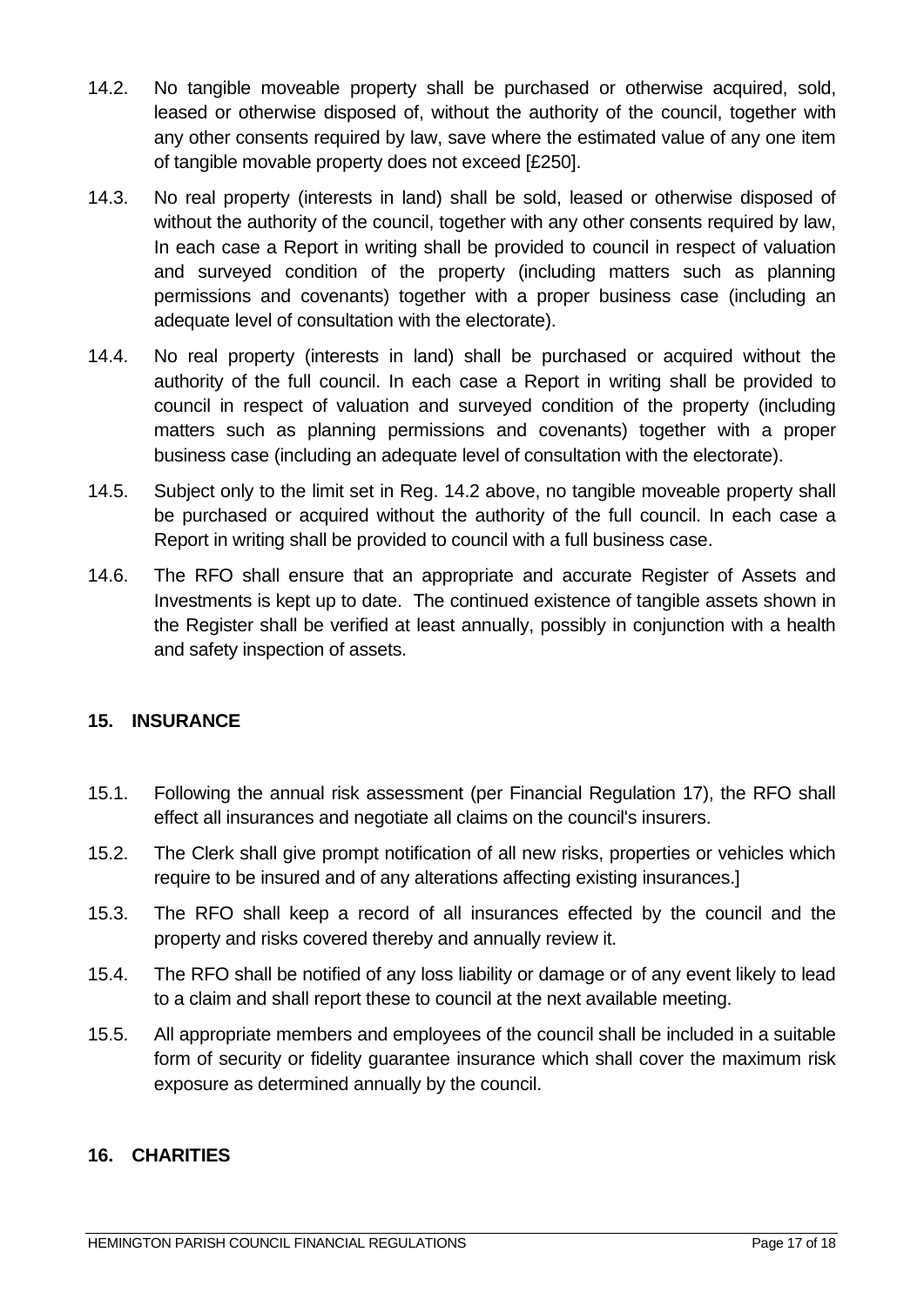14.2. No tangible moveable property shall be purchased or otherwise acquired, sold, leased or otherwise disposed of, without the authority of the council, together with any other consents required by law, save where the estimated value of any one item of tangible movable property does not exceed [£250].

14.3. No real property (interests in land) shall be sold, leased or otherwise disposed of without the authority of the council, together with any other consents required by law, In each case a Report in writing shall be provided to council in respect of valuation and surveyed condition of the property (including matters such as planning permissions and covenants) together with a proper business case (including an adequate level of consultation with the electorate).

14.4. No real property (interests in land) shall be purchased or acquired without the authority of the full council. In each case a Report in writing shall be provided to council in respect of valuation and surveyed condition of the property (including matters such as planning permissions and covenants) together with a proper business case (including an adequate level of consultation with the electorate).

14.5. Subject only to the limit set in Reg. 14.2 above, no tangible moveable property shall be purchased or acquired without the authority of the full council. In each case a Report in writing shall be provided to council with a full business case.

14.6. The RFO shall ensure that an appropriate and accurate Register of Assets and Investments is kept up to date. The continued existence of tangible assets shown in the Register shall be verified at least annually, possibly in conjunction with a health and safety inspection of assets.

## 15. INSURANCE

15.1. Following the annual risk assessment (per Financial Regulation 17), the RFO shall effect all insurances and negotiate all claims on the council's insurers.

15.2. The Clerk shall give prompt notification of all new risks, properties or vehicles which require to be insured and of any alterations affecting existing insurances.]

15.3. The RFO shall keep a record of all insurances effected by the council and the property and risks covered thereby and annually review it.

15.4. The RFO shall be notified of any loss liability or damage or of any event likely to lead to a claim and shall report these to council at the next available meeting.

15.5. All appropriate members and employees of the council shall be included in a suitable form of security or fidelity guarantee insurance which shall cover the maximum risk exposure as determined annually by the council.

## 16. CHARITIES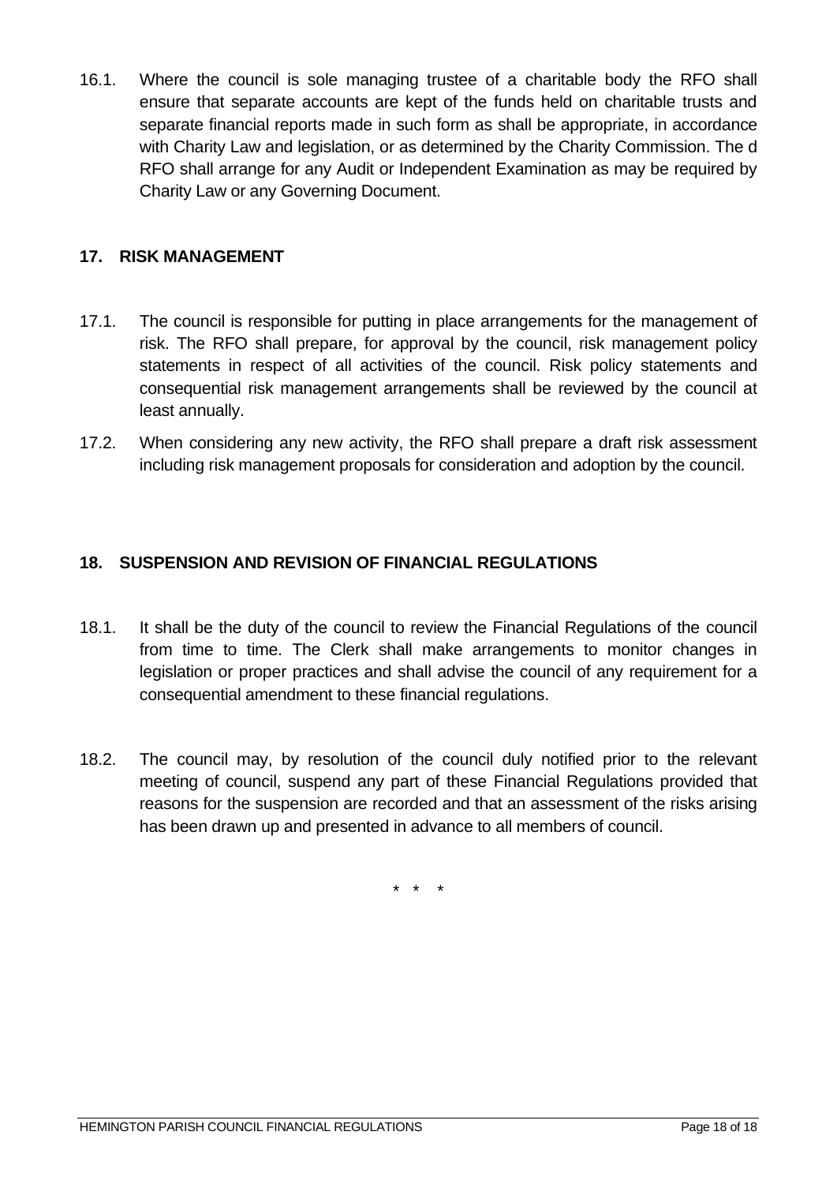16.1. Where the council is sole managing trustee of a charitable body the RFO shall ensure that separate accounts are kept of the funds held on charitable trusts and separate financial reports made in such form as shall be appropriate, in accordance with Charity Law and legislation, or as determined by the Charity Commission. The d RFO shall arrange for any Audit or Independent Examination as may be required by Charity Law or any Governing Document.

## 17. RISK MANAGEMENT

17.1. The council is responsible for putting in place arrangements for the management of risk. The RFO shall prepare, for approval by the council, risk management policy statements in respect of all activities of the council. Risk policy statements and consequential risk management arrangements shall be reviewed by the council at least annually.

17.2. When considering any new activity, the RFO shall prepare a draft risk assessment including risk management proposals for consideration and adoption by the council.

## 18. SUSPENSION AND REVISION OF FINANCIAL REGULATIONS

18.1. It shall be the duty of the council to review the Financial Regulations of the council from time to time. The Clerk shall make arrangements to monitor changes in legislation or proper practices and shall advise the council of any requirement for a consequential amendment to these financial regulations.

18.2. The council may, by resolution of the council duly notified prior to the relevant meeting of council, suspend any part of these Financial Regulations provided that reasons for the suspension are recorded and that an assessment of the risks arising has been drawn up and presented in advance to all members of council.

\* \* \*